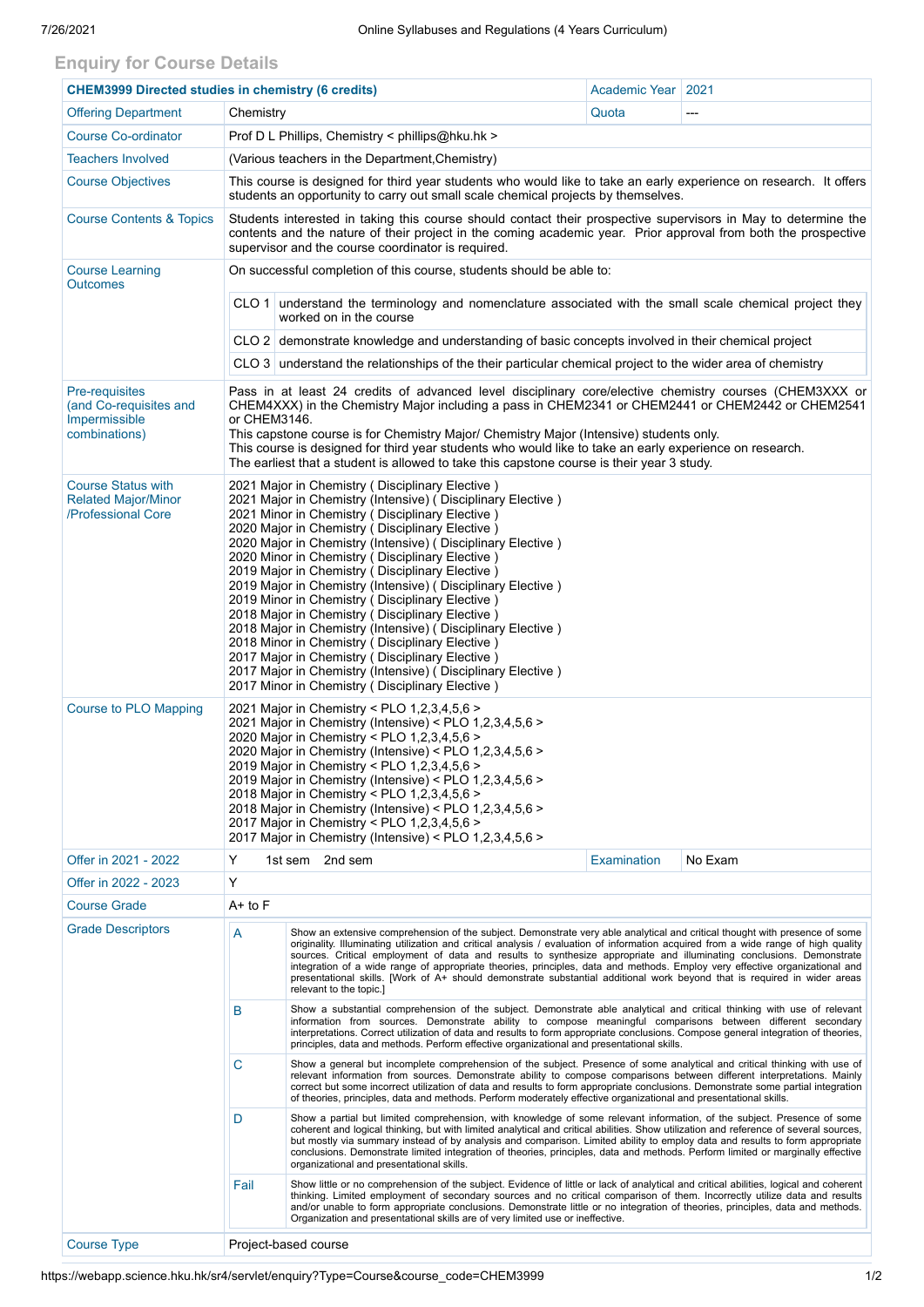## Enquiry for Course Details

| CHEM3999 Directed studies in chemistry (6 credits) | | Academic Year | 2021 |
|---|---|---|---|
| Offering Department | Chemistry | Quota | --- |
| Course Co-ordinator | Prof D L Phillips, Chemistry < phillips@hku.hk > | | |
| Teachers Involved | (Various teachers in the Department,Chemistry) | | |
| Course Objectives | This course is designed for third year students who would like to take an early experience on research. It offers students an opportunity to carry out small scale chemical projects by themselves. | | |
| Course Contents & Topics | Students interested in taking this course should contact their prospective supervisors in May to determine the contents and the nature of their project in the coming academic year. Prior approval from both the prospective supervisor and the course coordinator is required. | | |
| Course Learning Outcomes | On successful completion of this course, students should be able to:<br>CLO 1 understand the terminology and nomenclature associated with the small scale chemical project they worked on in the course<br>CLO 2 demonstrate knowledge and understanding of basic concepts involved in their chemical project<br>CLO 3 understand the relationships of the their particular chemical project to the wider area of chemistry | | |
| Pre-requisites (and Co-requisites and Impermissible combinations) | Pass in at least 24 credits of advanced level disciplinary core/elective chemistry courses (CHEM3XXX or CHEM4XXX) in the Chemistry Major including a pass in CHEM2341 or CHEM2441 or CHEM2442 or CHEM2541 or CHEM3146.<br>This capstone course is for Chemistry Major/ Chemistry Major (Intensive) students only.<br>This course is designed for third year students who would like to take an early experience on research.<br>The earliest that a student is allowed to take this capstone course is their year 3 study. | | |
| Course Status with Related Major/Minor /Professional Core | 2021 Major in Chemistry ( Disciplinary Elective )<br>2021 Major in Chemistry (Intensive) ( Disciplinary Elective )<br>2021 Minor in Chemistry ( Disciplinary Elective )<br>2020 Major in Chemistry ( Disciplinary Elective )<br>2020 Major in Chemistry (Intensive) ( Disciplinary Elective )<br>2020 Minor in Chemistry ( Disciplinary Elective )<br>2019 Major in Chemistry ( Disciplinary Elective )<br>2019 Major in Chemistry (Intensive) ( Disciplinary Elective )<br>2019 Minor in Chemistry ( Disciplinary Elective )<br>2018 Major in Chemistry ( Disciplinary Elective )<br>2018 Major in Chemistry (Intensive) ( Disciplinary Elective )<br>2018 Minor in Chemistry ( Disciplinary Elective )<br>2017 Major in Chemistry ( Disciplinary Elective )<br>2017 Major in Chemistry (Intensive) ( Disciplinary Elective )<br>2017 Minor in Chemistry ( Disciplinary Elective ) | | |
| Course to PLO Mapping | 2021 Major in Chemistry < PLO 1,2,3,4,5,6 ><br>2021 Major in Chemistry (Intensive) < PLO 1,2,3,4,5,6 ><br>2020 Major in Chemistry < PLO 1,2,3,4,5,6 ><br>2020 Major in Chemistry (Intensive) < PLO 1,2,3,4,5,6 ><br>2019 Major in Chemistry < PLO 1,2,3,4,5,6 ><br>2019 Major in Chemistry (Intensive) < PLO 1,2,3,4,5,6 ><br>2018 Major in Chemistry < PLO 1,2,3,4,5,6 ><br>2018 Major in Chemistry (Intensive) < PLO 1,2,3,4,5,6 ><br>2017 Major in Chemistry < PLO 1,2,3,4,5,6 ><br>2017 Major in Chemistry (Intensive) < PLO 1,2,3,4,5,6 > | | |
| Offer in 2021 - 2022 | Y 1st sem 2nd sem | Examination | No Exam |
| Offer in 2022 - 2023 | Y | | |
| Course Grade | A+ to F | | |
| Grade Descriptors | **A** Show an extensive comprehension of the subject. Demonstrate very able analytical and critical thought with presence of some originality. Illuminating utilization and critical analysis / evaluation of information acquired from a wide range of high quality sources. Critical employment of data and results to synthesize appropriate and illuminating conclusions. Demonstrate integration of a wide range of appropriate theories, principles, data and methods. Employ very effective organizational and presentational skills. [Work of A+ should demonstrate substantial additional work beyond that is required in wider areas relevant to the topic.]<br>**B** Show a substantial comprehension of the subject. Demonstrate able analytical and critical thinking with use of relevant information from sources. Demonstrate ability to compose meaningful comparisons between different secondary interpretations. Correct utilization of data and results to form appropriate conclusions. Compose general integration of theories, principles, data and methods. Perform effective organizational and presentational skills.<br>**C** Show a general but incomplete comprehension of the subject. Presence of some analytical and critical thinking with use of relevant information from sources. Demonstrate ability to compose comparisons between different interpretations. Mainly correct but some incorrect utilization of data and results to form appropriate conclusions. Demonstrate some partial integration of theories, principles, data and methods. Perform moderately effective organizational and presentational skills.<br>**D** Show a partial but limited comprehension, with knowledge of some relevant information, of the subject. Presence of some coherent and logical thinking, but with limited analytical and critical abilities. Show utilization and reference of several sources, but mostly via summary instead of by analysis and comparison. Limited ability to employ data and results to form appropriate conclusions. Demonstrate limited integration of theories, principles, data and methods. Perform limited or marginally effective organizational and presentational skills.<br>**Fail** Show little or no comprehension of the subject. Evidence of little or lack of analytical and critical abilities, logical and coherent thinking. Limited employment of secondary sources and no critical comparison of them. Incorrectly utilize data and results and/or unable to form appropriate conclusions. Demonstrate little or no integration of theories, principles, data and methods. Organization and presentational skills are of very limited use or ineffective. | | |
| Course Type | Project-based course | | |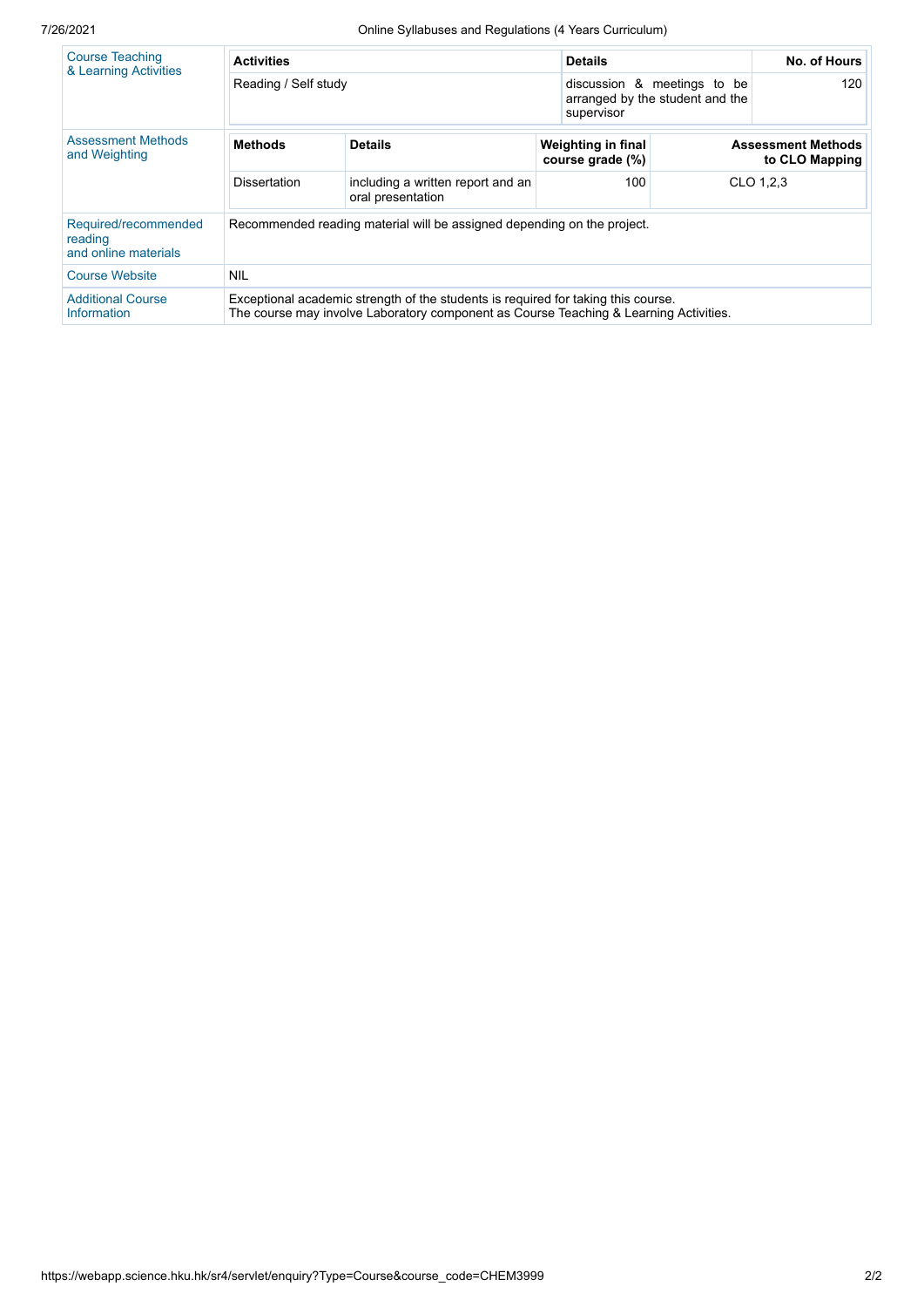| | | | | |
|---|---|---|---|---|
| Course Teaching & Learning Activities | **Activities** | | **Details** | **No. of Hours** |
| | Reading / Self study | | discussion & meetings to be arranged by the student and the supervisor | 120 |
| Assessment Methods and Weighting | **Methods** | **Details** | **Weighting in final course grade (%)** | **Assessment Methods to CLO Mapping** |
| | Dissertation | including a written report and an oral presentation | 100 | CLO 1,2,3 |
| Required/recommended reading and online materials | Recommended reading material will be assigned depending on the project. | | | |
| Course Website | NIL | | | |
| Additional Course Information | Exceptional academic strength of the students is required for taking this course. The course may involve Laboratory component as Course Teaching & Learning Activities. | | | |